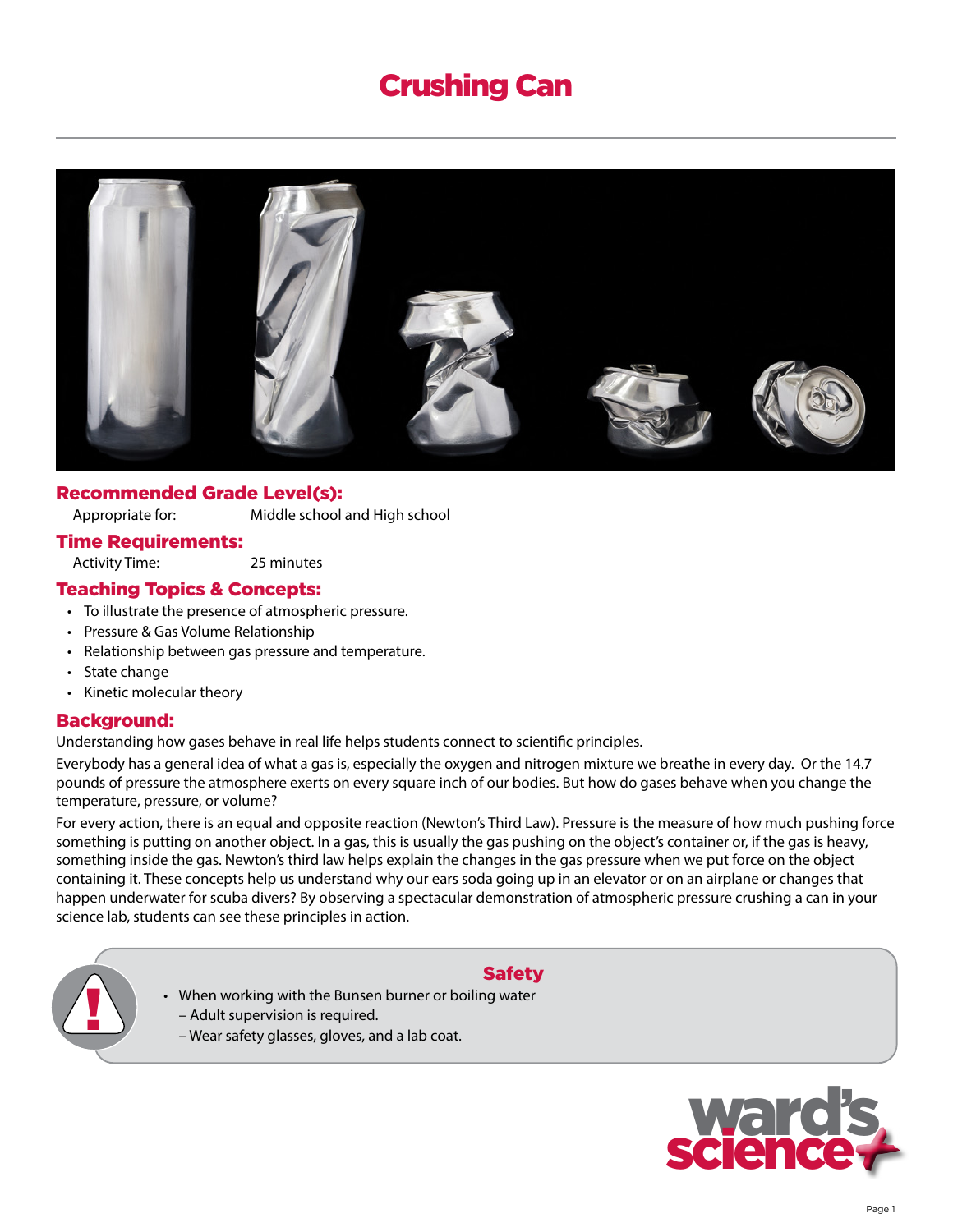# Crushing Can

## Recommended Grade Level(s):

Appropriate for: Middle school and High school

## Time Requirements:

Activity Time: 25 minutes

## Teaching Topics & Concepts:

- To illustrate the presence of atmospheric pressure.
- Pressure & Gas Volume Relationship
- Relationship between gas pressure and temperature.
- State change
- Kinetic molecular theory

## Background:

Understanding how gases behave in real life helps students connect to scientific principles.

Everybody has a general idea of what a gas is, especially the oxygen and nitrogen mixture we breathe in every day. Or the 14.7 pounds of pressure the atmosphere exerts on every square inch of our bodies. But how do gases behave when you change the temperature, pressure, or volume?

For every action, there is an equal and opposite reaction (Newton's Third Law). Pressure is the measure of how much pushing force something is putting on another object. In a gas, this is usually the gas pushing on the object's container or, if the gas is heavy, something inside the gas. Newton's third law helps explain the changes in the gas pressure when we put force on the object containing it. These concepts help us understand why our ears soda going up in an elevator or on an airplane or changes that happen underwater for scuba divers? By observing a spectacular demonstration of atmospheric pressure crushing a can in your science lab, students can see these principles in action.

## Safety

- When working with the Bunsen burner or boiling water
  – Adult supervision is required.
  – Wear safety glasses, gloves, and a lab coat.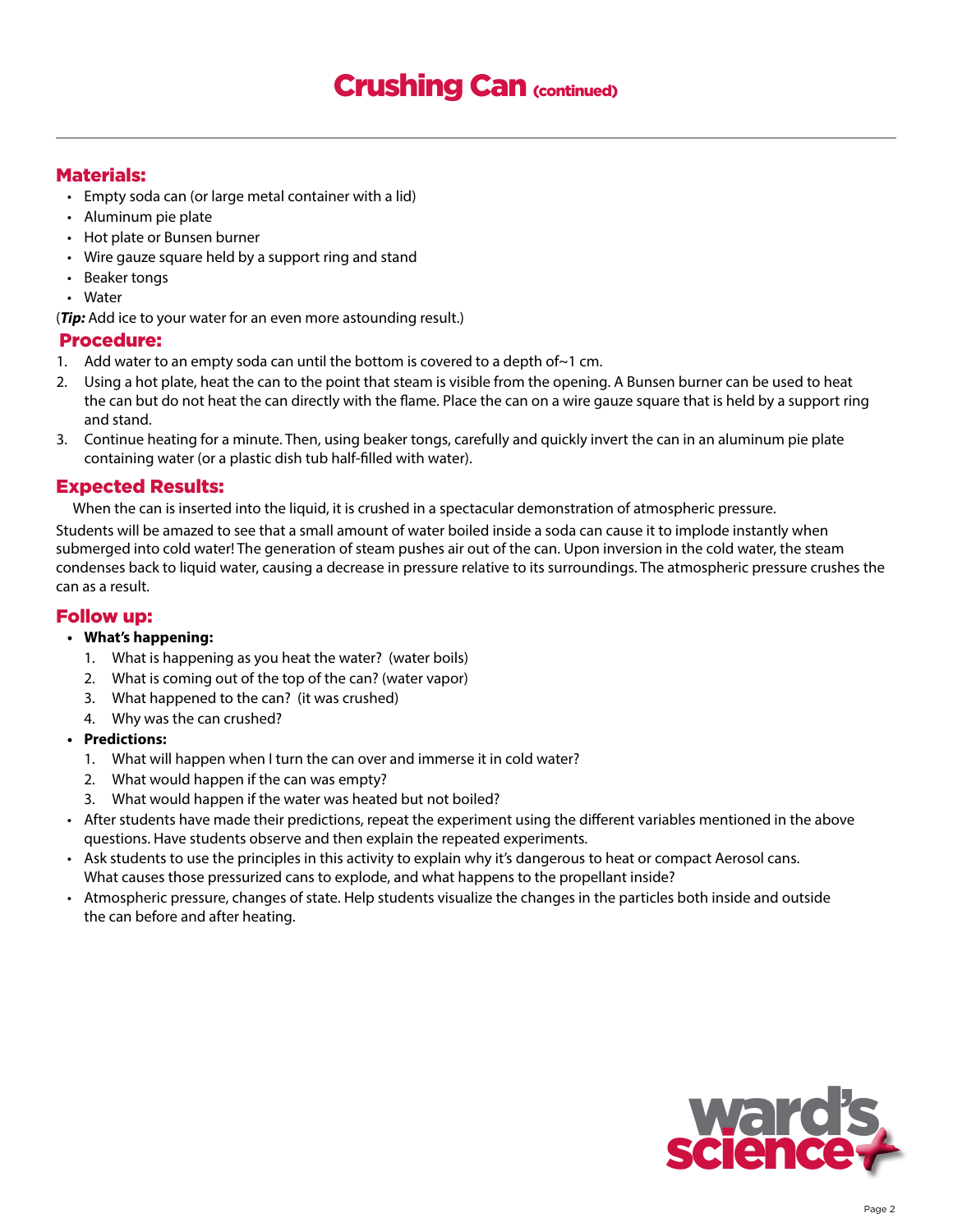# Crushing Can (continued)

## Materials:

- Empty soda can (or large metal container with a lid)
- Aluminum pie plate
- Hot plate or Bunsen burner
- Wire gauze square held by a support ring and stand
- Beaker tongs
- Water

(***Tip:*** Add ice to your water for an even more astounding result.)

## Procedure:

1. Add water to an empty soda can until the bottom is covered to a depth of~1 cm.
2. Using a hot plate, heat the can to the point that steam is visible from the opening. A Bunsen burner can be used to heat the can but do not heat the can directly with the flame. Place the can on a wire gauze square that is held by a support ring and stand.
3. Continue heating for a minute. Then, using beaker tongs, carefully and quickly invert the can in an aluminum pie plate containing water (or a plastic dish tub half-filled with water).

## Expected Results:

When the can is inserted into the liquid, it is crushed in a spectacular demonstration of atmospheric pressure.

Students will be amazed to see that a small amount of water boiled inside a soda can cause it to implode instantly when submerged into cold water! The generation of steam pushes air out of the can. Upon inversion in the cold water, the steam condenses back to liquid water, causing a decrease in pressure relative to its surroundings. The atmospheric pressure crushes the can as a result.

## Follow up:

- **What's happening:**
  1. What is happening as you heat the water? (water boils)
  2. What is coming out of the top of the can? (water vapor)
  3. What happened to the can? (it was crushed)
  4. Why was the can crushed?
- **Predictions:**
  1. What will happen when I turn the can over and immerse it in cold water?
  2. What would happen if the can was empty?
  3. What would happen if the water was heated but not boiled?
- After students have made their predictions, repeat the experiment using the different variables mentioned in the above questions. Have students observe and then explain the repeated experiments.
- Ask students to use the principles in this activity to explain why it's dangerous to heat or compact Aerosol cans. What causes those pressurized cans to explode, and what happens to the propellant inside?
- Atmospheric pressure, changes of state. Help students visualize the changes in the particles both inside and outside the can before and after heating.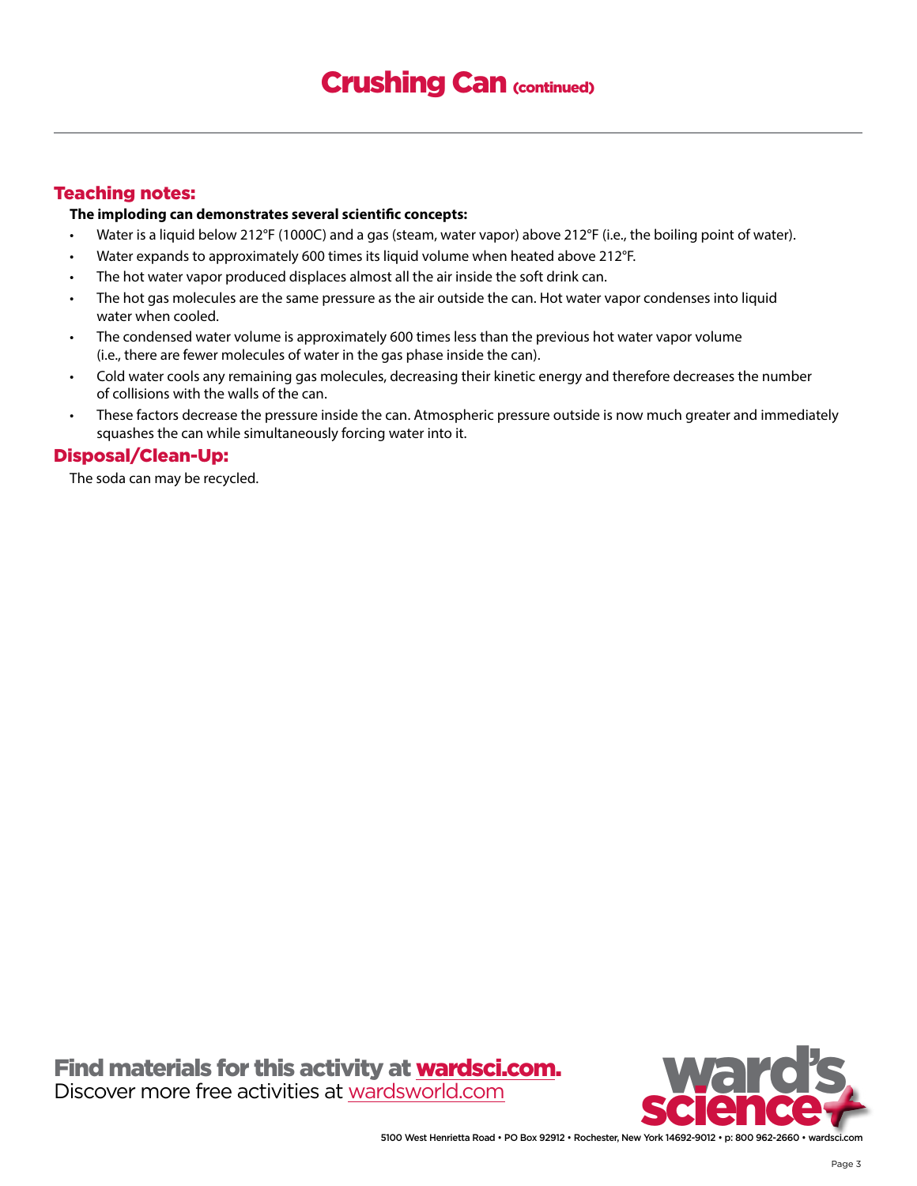# Crushing Can (continued)

## Teaching notes:

**The imploding can demonstrates several scientific concepts:**

- Water is a liquid below 212°F (1000C) and a gas (steam, water vapor) above 212°F (i.e., the boiling point of water).
- Water expands to approximately 600 times its liquid volume when heated above 212°F.
- The hot water vapor produced displaces almost all the air inside the soft drink can.
- The hot gas molecules are the same pressure as the air outside the can. Hot water vapor condenses into liquid water when cooled.
- The condensed water volume is approximately 600 times less than the previous hot water vapor volume (i.e., there are fewer molecules of water in the gas phase inside the can).
- Cold water cools any remaining gas molecules, decreasing their kinetic energy and therefore decreases the number of collisions with the walls of the can.
- These factors decrease the pressure inside the can. Atmospheric pressure outside is now much greater and immediately squashes the can while simultaneously forcing water into it.

## Disposal/Clean-Up:

The soda can may be recycled.

**Find materials for this activity at wardsci.com.**
Discover more free activities at wardsworld.com

ward's science+

5100 West Henrietta Road • PO Box 92912 • Rochester, New York 14692-9012 • p: 800 962-2660 • wardsci.com